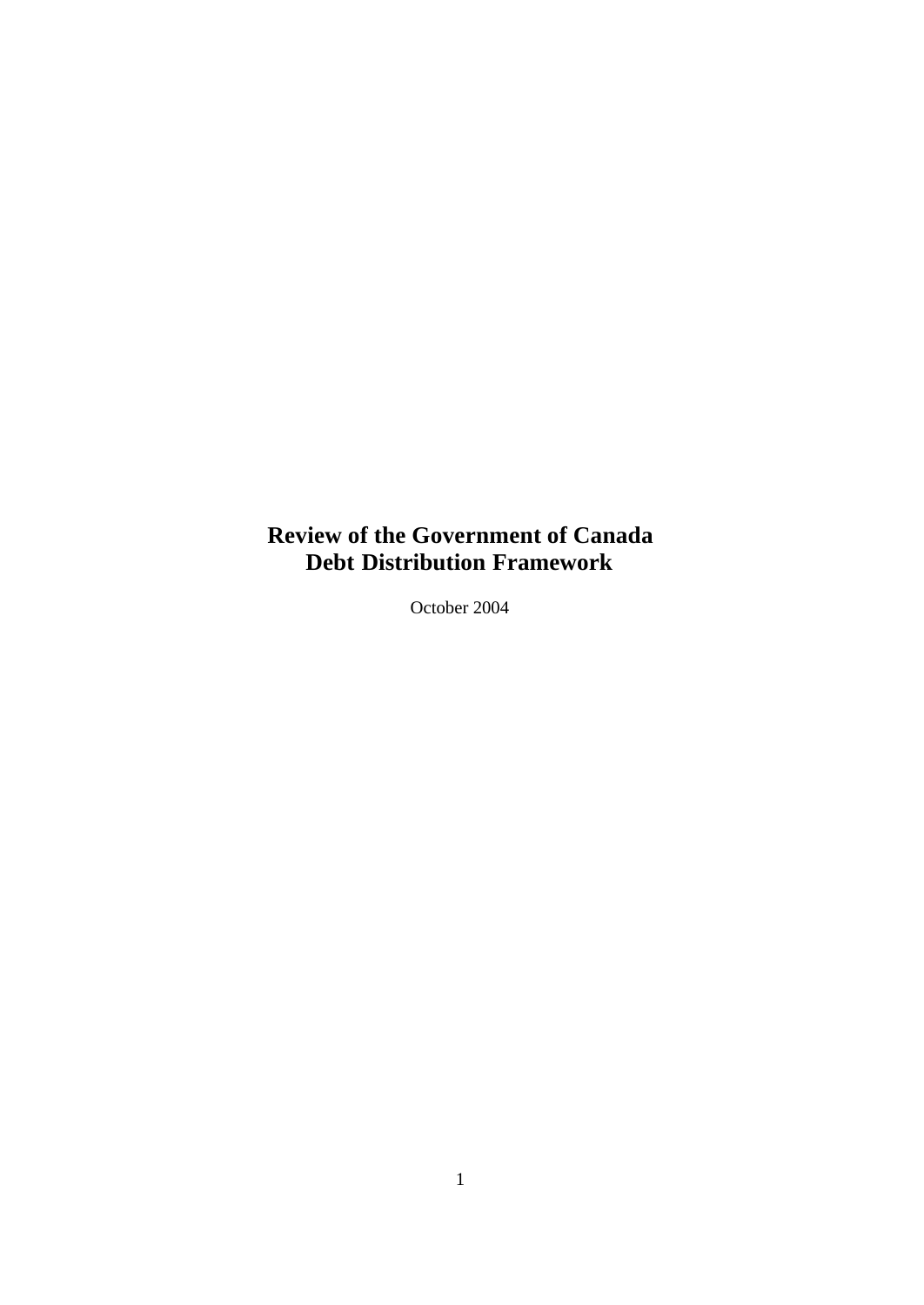# Review of the Government of Canada Debt Distribution Framework

October 2004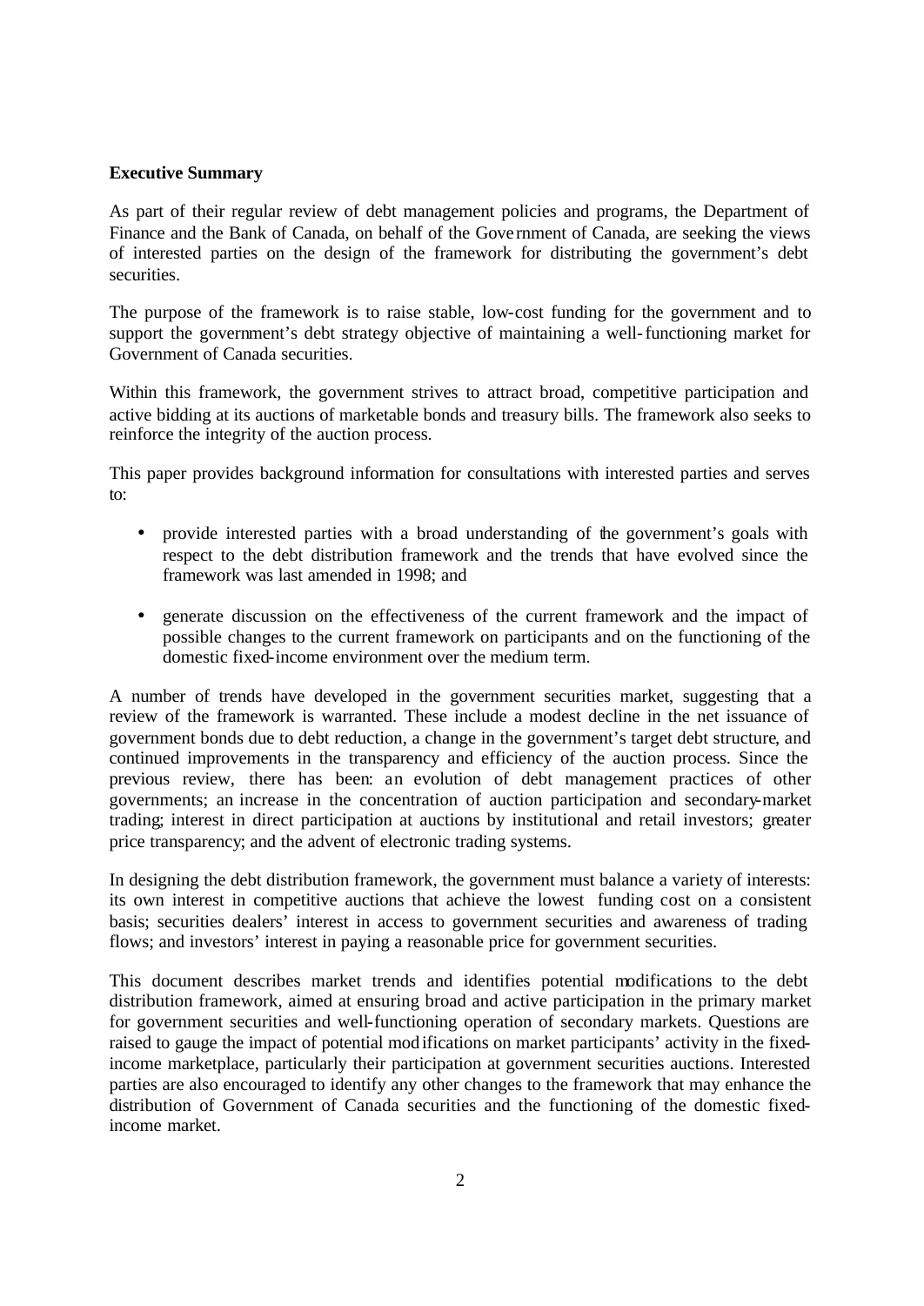**Executive Summary**

As part of their regular review of debt management policies and programs, the Department of Finance and the Bank of Canada, on behalf of the Government of Canada, are seeking the views of interested parties on the design of the framework for distributing the government's debt securities.

The purpose of the framework is to raise stable, low-cost funding for the government and to support the government's debt strategy objective of maintaining a well-functioning market for Government of Canada securities.

Within this framework, the government strives to attract broad, competitive participation and active bidding at its auctions of marketable bonds and treasury bills. The framework also seeks to reinforce the integrity of the auction process.

This paper provides background information for consultations with interested parties and serves to:

- provide interested parties with a broad understanding of the government's goals with respect to the debt distribution framework and the trends that have evolved since the framework was last amended in 1998; and
- generate discussion on the effectiveness of the current framework and the impact of possible changes to the current framework on participants and on the functioning of the domestic fixed-income environment over the medium term.

A number of trends have developed in the government securities market, suggesting that a review of the framework is warranted. These include a modest decline in the net issuance of government bonds due to debt reduction, a change in the government's target debt structure, and continued improvements in the transparency and efficiency of the auction process. Since the previous review, there has been: an evolution of debt management practices of other governments; an increase in the concentration of auction participation and secondary-market trading; interest in direct participation at auctions by institutional and retail investors; greater price transparency; and the advent of electronic trading systems.

In designing the debt distribution framework, the government must balance a variety of interests: its own interest in competitive auctions that achieve the lowest funding cost on a consistent basis; securities dealers' interest in access to government securities and awareness of trading flows; and investors' interest in paying a reasonable price for government securities.

This document describes market trends and identifies potential modifications to the debt distribution framework, aimed at ensuring broad and active participation in the primary market for government securities and well-functioning operation of secondary markets. Questions are raised to gauge the impact of potential modifications on market participants' activity in the fixed-income marketplace, particularly their participation at government securities auctions. Interested parties are also encouraged to identify any other changes to the framework that may enhance the distribution of Government of Canada securities and the functioning of the domestic fixed-income market.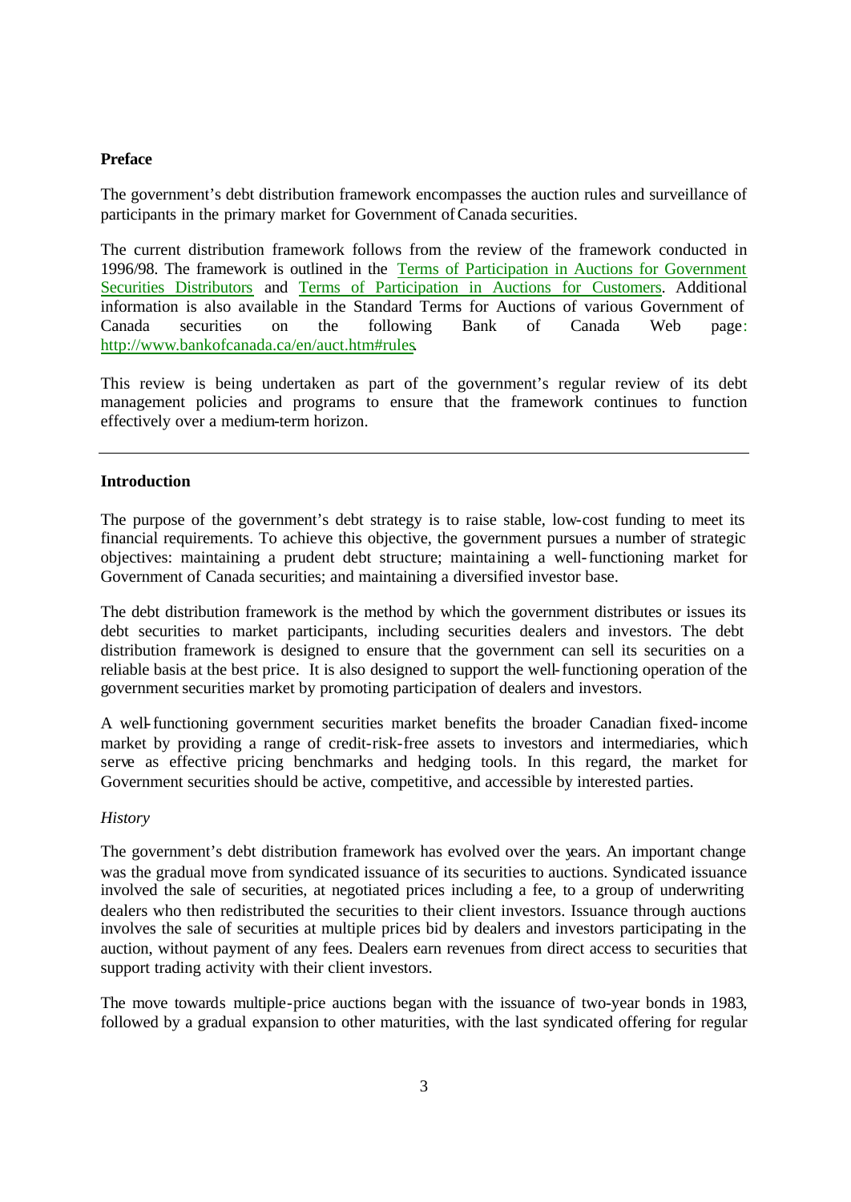**Preface**

The government's debt distribution framework encompasses the auction rules and surveillance of participants in the primary market for Government of Canada securities.

The current distribution framework follows from the review of the framework conducted in 1996/98. The framework is outlined in the Terms of Participation in Auctions for Government Securities Distributors and Terms of Participation in Auctions for Customers. Additional information is also available in the Standard Terms for Auctions of various Government of Canada securities on the following Bank of Canada Web page: http://www.bankofcanada.ca/en/auct.htm#rules.

This review is being undertaken as part of the government's regular review of its debt management policies and programs to ensure that the framework continues to function effectively over a medium-term horizon.

---

**Introduction**

The purpose of the government's debt strategy is to raise stable, low-cost funding to meet its financial requirements. To achieve this objective, the government pursues a number of strategic objectives: maintaining a prudent debt structure; maintaining a well-functioning market for Government of Canada securities; and maintaining a diversified investor base.

The debt distribution framework is the method by which the government distributes or issues its debt securities to market participants, including securities dealers and investors. The debt distribution framework is designed to ensure that the government can sell its securities on a reliable basis at the best price. It is also designed to support the well-functioning operation of the government securities market by promoting participation of dealers and investors.

A well-functioning government securities market benefits the broader Canadian fixed-income market by providing a range of credit-risk-free assets to investors and intermediaries, which serve as effective pricing benchmarks and hedging tools. In this regard, the market for Government securities should be active, competitive, and accessible by interested parties.

*History*

The government's debt distribution framework has evolved over the years. An important change was the gradual move from syndicated issuance of its securities to auctions. Syndicated issuance involved the sale of securities, at negotiated prices including a fee, to a group of underwriting dealers who then redistributed the securities to their client investors. Issuance through auctions involves the sale of securities at multiple prices bid by dealers and investors participating in the auction, without payment of any fees. Dealers earn revenues from direct access to securities that support trading activity with their client investors.

The move towards multiple-price auctions began with the issuance of two-year bonds in 1983, followed by a gradual expansion to other maturities, with the last syndicated offering for regular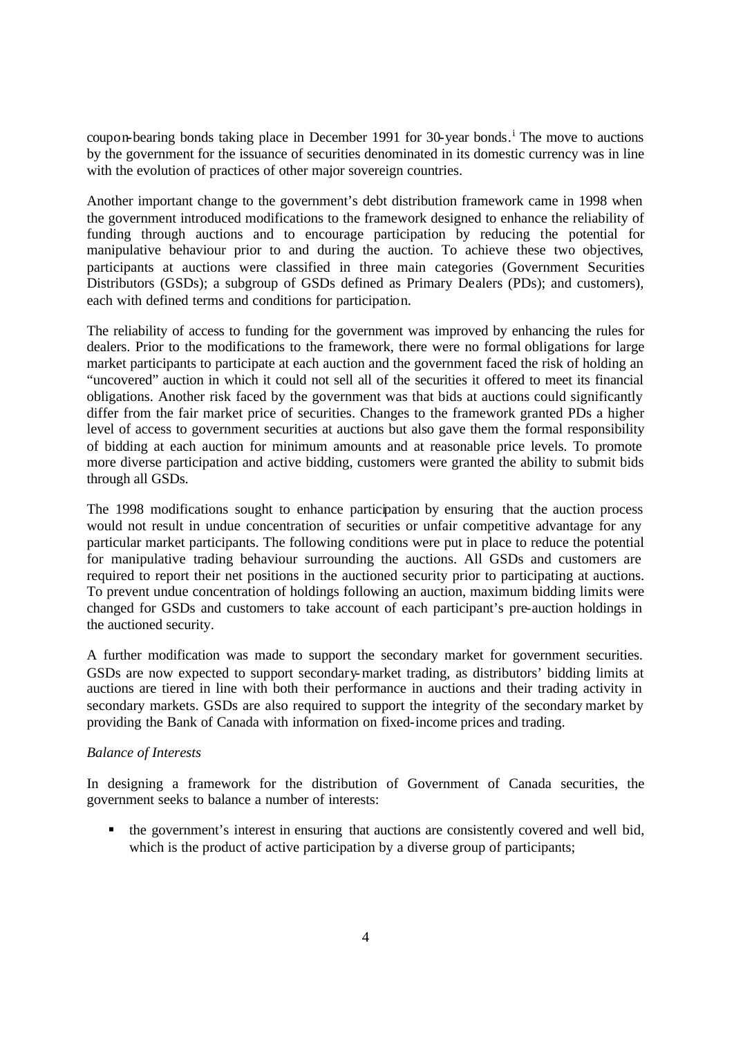coupon-bearing bonds taking place in December 1991 for 30-year bonds.[i] The move to auctions by the government for the issuance of securities denominated in its domestic currency was in line with the evolution of practices of other major sovereign countries.

Another important change to the government's debt distribution framework came in 1998 when the government introduced modifications to the framework designed to enhance the reliability of funding through auctions and to encourage participation by reducing the potential for manipulative behaviour prior to and during the auction. To achieve these two objectives, participants at auctions were classified in three main categories (Government Securities Distributors (GSDs); a subgroup of GSDs defined as Primary Dealers (PDs); and customers), each with defined terms and conditions for participation.

The reliability of access to funding for the government was improved by enhancing the rules for dealers. Prior to the modifications to the framework, there were no formal obligations for large market participants to participate at each auction and the government faced the risk of holding an "uncovered" auction in which it could not sell all of the securities it offered to meet its financial obligations. Another risk faced by the government was that bids at auctions could significantly differ from the fair market price of securities. Changes to the framework granted PDs a higher level of access to government securities at auctions but also gave them the formal responsibility of bidding at each auction for minimum amounts and at reasonable price levels. To promote more diverse participation and active bidding, customers were granted the ability to submit bids through all GSDs.

The 1998 modifications sought to enhance participation by ensuring that the auction process would not result in undue concentration of securities or unfair competitive advantage for any particular market participants. The following conditions were put in place to reduce the potential for manipulative trading behaviour surrounding the auctions. All GSDs and customers are required to report their net positions in the auctioned security prior to participating at auctions. To prevent undue concentration of holdings following an auction, maximum bidding limits were changed for GSDs and customers to take account of each participant's pre-auction holdings in the auctioned security.

A further modification was made to support the secondary market for government securities. GSDs are now expected to support secondary-market trading, as distributors' bidding limits at auctions are tiered in line with both their performance in auctions and their trading activity in secondary markets. GSDs are also required to support the integrity of the secondary market by providing the Bank of Canada with information on fixed-income prices and trading.

*Balance of Interests*

In designing a framework for the distribution of Government of Canada securities, the government seeks to balance a number of interests:

- the government's interest in ensuring that auctions are consistently covered and well bid, which is the product of active participation by a diverse group of participants;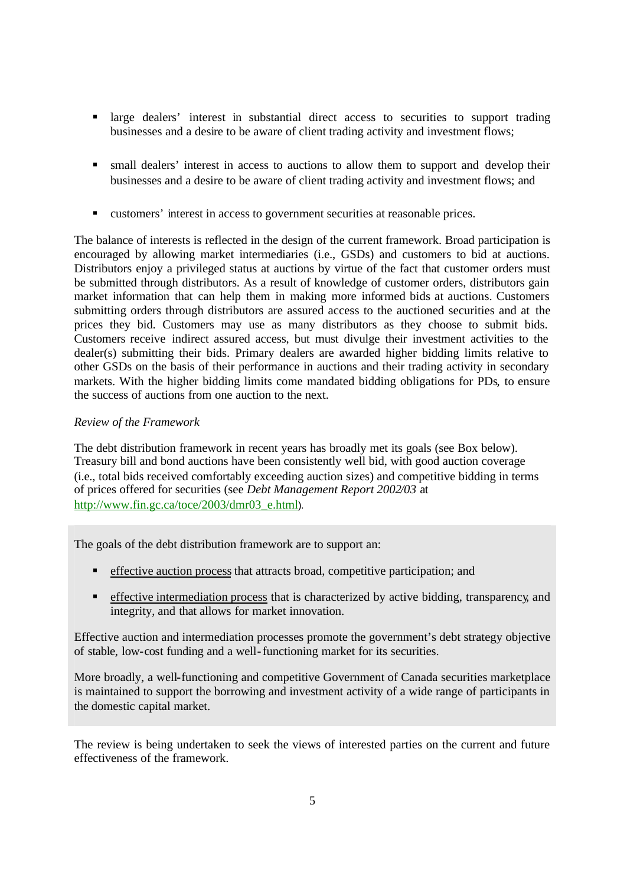- large dealers' interest in substantial direct access to securities to support trading businesses and a desire to be aware of client trading activity and investment flows;

- small dealers' interest in access to auctions to allow them to support and develop their businesses and a desire to be aware of client trading activity and investment flows; and

- customers' interest in access to government securities at reasonable prices.

The balance of interests is reflected in the design of the current framework. Broad participation is encouraged by allowing market intermediaries (i.e., GSDs) and customers to bid at auctions. Distributors enjoy a privileged status at auctions by virtue of the fact that customer orders must be submitted through distributors. As a result of knowledge of customer orders, distributors gain market information that can help them in making more informed bids at auctions. Customers submitting orders through distributors are assured access to the auctioned securities and at the prices they bid. Customers may use as many distributors as they choose to submit bids. Customers receive indirect assured access, but must divulge their investment activities to the dealer(s) submitting their bids. Primary dealers are awarded higher bidding limits relative to other GSDs on the basis of their performance in auctions and their trading activity in secondary markets. With the higher bidding limits come mandated bidding obligations for PDs, to ensure the success of auctions from one auction to the next.

*Review of the Framework*

The debt distribution framework in recent years has broadly met its goals (see Box below). Treasury bill and bond auctions have been consistently well bid, with good auction coverage (i.e., total bids received comfortably exceeding auction sizes) and competitive bidding in terms of prices offered for securities (see *Debt Management Report 2002/03* at http://www.fin.gc.ca/toce/2003/dmr03_e.html).

> The goals of the debt distribution framework are to support an:
>
> - effective auction process that attracts broad, competitive participation; and
>
> - effective intermediation process that is characterized by active bidding, transparency, and integrity, and that allows for market innovation.
>
> Effective auction and intermediation processes promote the government's debt strategy objective of stable, low-cost funding and a well-functioning market for its securities.
>
> More broadly, a well-functioning and competitive Government of Canada securities marketplace is maintained to support the borrowing and investment activity of a wide range of participants in the domestic capital market.

The review is being undertaken to seek the views of interested parties on the current and future effectiveness of the framework.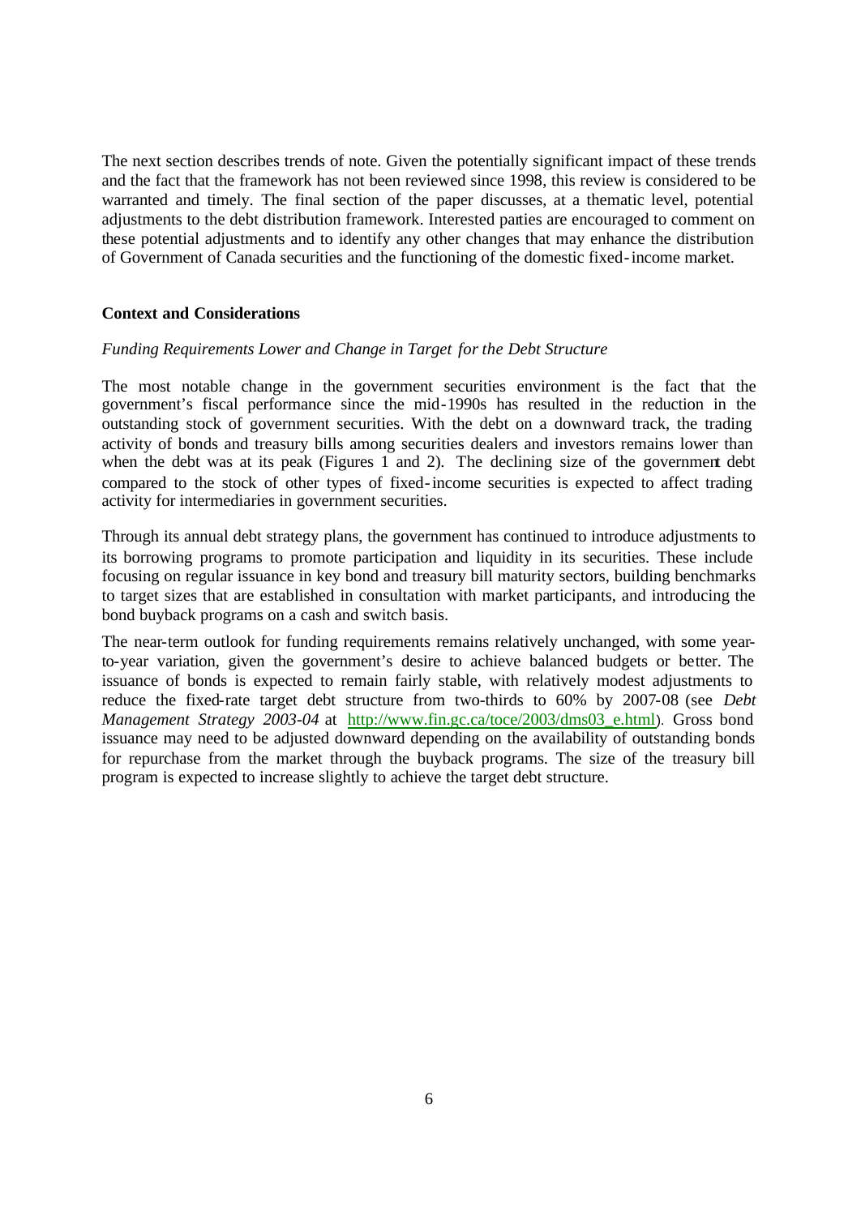The next section describes trends of note. Given the potentially significant impact of these trends and the fact that the framework has not been reviewed since 1998, this review is considered to be warranted and timely. The final section of the paper discusses, at a thematic level, potential adjustments to the debt distribution framework. Interested parties are encouraged to comment on these potential adjustments and to identify any other changes that may enhance the distribution of Government of Canada securities and the functioning of the domestic fixed-income market.

**Context and Considerations**

*Funding Requirements Lower and Change in Target for the Debt Structure*

The most notable change in the government securities environment is the fact that the government's fiscal performance since the mid-1990s has resulted in the reduction in the outstanding stock of government securities. With the debt on a downward track, the trading activity of bonds and treasury bills among securities dealers and investors remains lower than when the debt was at its peak (Figures 1 and 2). The declining size of the government debt compared to the stock of other types of fixed-income securities is expected to affect trading activity for intermediaries in government securities.

Through its annual debt strategy plans, the government has continued to introduce adjustments to its borrowing programs to promote participation and liquidity in its securities. These include focusing on regular issuance in key bond and treasury bill maturity sectors, building benchmarks to target sizes that are established in consultation with market participants, and introducing the bond buyback programs on a cash and switch basis.

The near-term outlook for funding requirements remains relatively unchanged, with some year-to-year variation, given the government's desire to achieve balanced budgets or better. The issuance of bonds is expected to remain fairly stable, with relatively modest adjustments to reduce the fixed-rate target debt structure from two-thirds to 60% by 2007-08 (see *Debt Management Strategy 2003-04* at http://www.fin.gc.ca/toce/2003/dms03_e.html). Gross bond issuance may need to be adjusted downward depending on the availability of outstanding bonds for repurchase from the market through the buyback programs. The size of the treasury bill program is expected to increase slightly to achieve the target debt structure.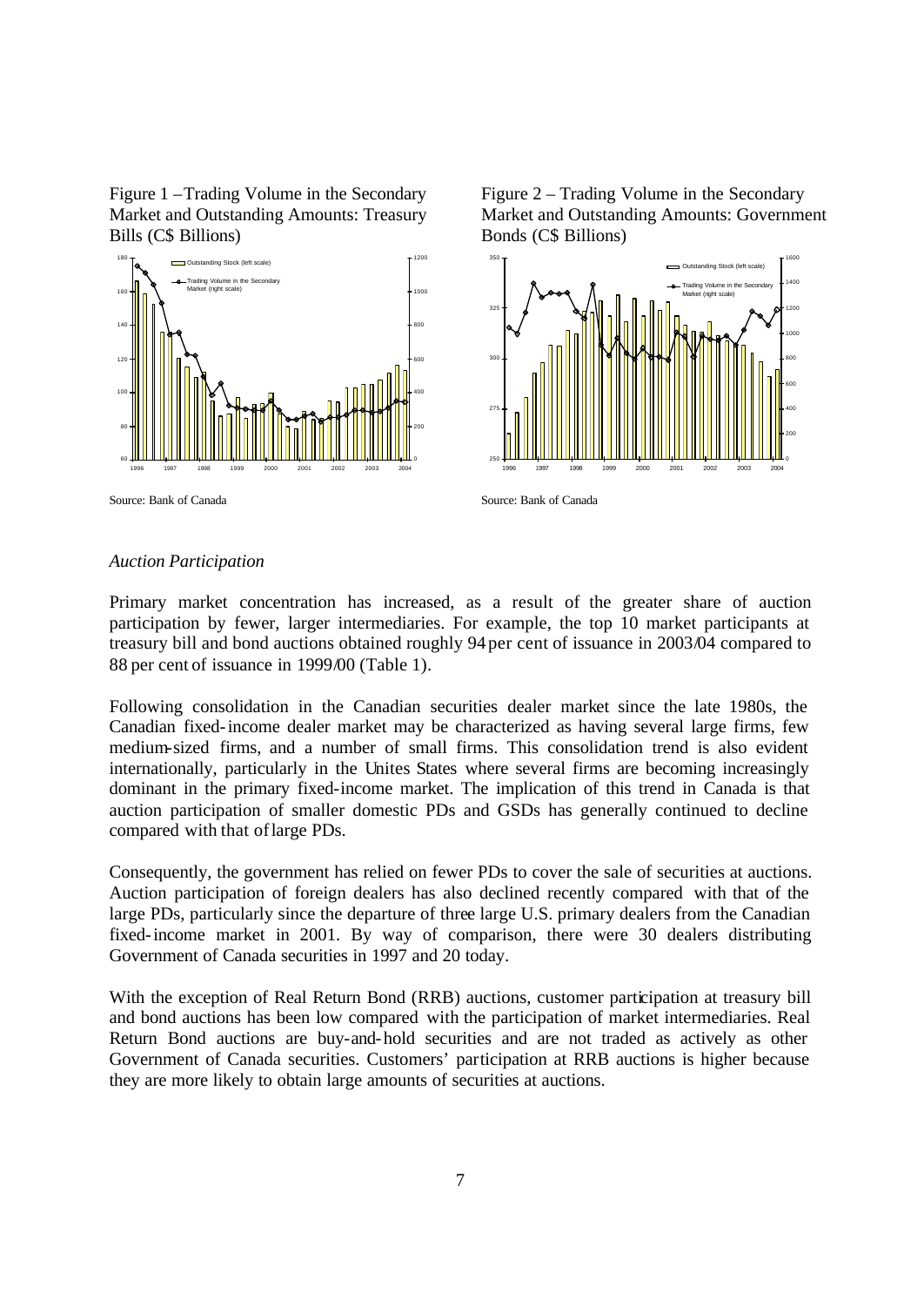Figure 1 – Trading Volume in the Secondary Market and Outstanding Amounts: Treasury Bills (C$ Billions)

Source: Bank of Canada

Figure 2 – Trading Volume in the Secondary Market and Outstanding Amounts: Government Bonds (C$ Billions)

Source: Bank of Canada

*Auction Participation*

Primary market concentration has increased, as a result of the greater share of auction participation by fewer, larger intermediaries. For example, the top 10 market participants at treasury bill and bond auctions obtained roughly 94 per cent of issuance in 2003/04 compared to 88 per cent of issuance in 1999/00 (Table 1).

Following consolidation in the Canadian securities dealer market since the late 1980s, the Canadian fixed-income dealer market may be characterized as having several large firms, few medium-sized firms, and a number of small firms. This consolidation trend is also evident internationally, particularly in the Unites States where several firms are becoming increasingly dominant in the primary fixed-income market. The implication of this trend in Canada is that auction participation of smaller domestic PDs and GSDs has generally continued to decline compared with that of large PDs.

Consequently, the government has relied on fewer PDs to cover the sale of securities at auctions. Auction participation of foreign dealers has also declined recently compared with that of the large PDs, particularly since the departure of three large U.S. primary dealers from the Canadian fixed-income market in 2001. By way of comparison, there were 30 dealers distributing Government of Canada securities in 1997 and 20 today.

With the exception of Real Return Bond (RRB) auctions, customer participation at treasury bill and bond auctions has been low compared with the participation of market intermediaries. Real Return Bond auctions are buy-and-hold securities and are not traded as actively as other Government of Canada securities. Customers' participation at RRB auctions is higher because they are more likely to obtain large amounts of securities at auctions.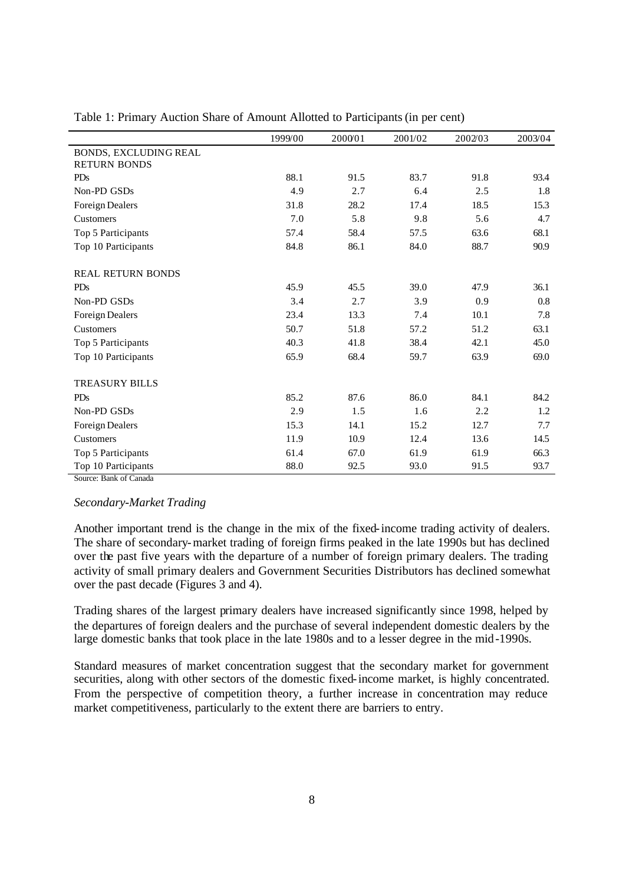Table 1: Primary Auction Share of Amount Allotted to Participants (in per cent)

| | 1999/00 | 2000/01 | 2001/02 | 2002/03 | 2003/04 |
|---|---|---|---|---|---|
| BONDS, EXCLUDING REAL RETURN BONDS | | | | | |
| PDs | 88.1 | 91.5 | 83.7 | 91.8 | 93.4 |
| Non-PD GSDs | 4.9 | 2.7 | 6.4 | 2.5 | 1.8 |
| Foreign Dealers | 31.8 | 28.2 | 17.4 | 18.5 | 15.3 |
| Customers | 7.0 | 5.8 | 9.8 | 5.6 | 4.7 |
| Top 5 Participants | 57.4 | 58.4 | 57.5 | 63.6 | 68.1 |
| Top 10 Participants | 84.8 | 86.1 | 84.0 | 88.7 | 90.9 |
| REAL RETURN BONDS | | | | | |
| PDs | 45.9 | 45.5 | 39.0 | 47.9 | 36.1 |
| Non-PD GSDs | 3.4 | 2.7 | 3.9 | 0.9 | 0.8 |
| Foreign Dealers | 23.4 | 13.3 | 7.4 | 10.1 | 7.8 |
| Customers | 50.7 | 51.8 | 57.2 | 51.2 | 63.1 |
| Top 5 Participants | 40.3 | 41.8 | 38.4 | 42.1 | 45.0 |
| Top 10 Participants | 65.9 | 68.4 | 59.7 | 63.9 | 69.0 |
| TREASURY BILLS | | | | | |
| PDs | 85.2 | 87.6 | 86.0 | 84.1 | 84.2 |
| Non-PD GSDs | 2.9 | 1.5 | 1.6 | 2.2 | 1.2 |
| Foreign Dealers | 15.3 | 14.1 | 15.2 | 12.7 | 7.7 |
| Customers | 11.9 | 10.9 | 12.4 | 13.6 | 14.5 |
| Top 5 Participants | 61.4 | 67.0 | 61.9 | 61.9 | 66.3 |
| Top 10 Participants | 88.0 | 92.5 | 93.0 | 91.5 | 93.7 |

Source: Bank of Canada

*Secondary-Market Trading*

Another important trend is the change in the mix of the fixed-income trading activity of dealers. The share of secondary-market trading of foreign firms peaked in the late 1990s but has declined over the past five years with the departure of a number of foreign primary dealers. The trading activity of small primary dealers and Government Securities Distributors has declined somewhat over the past decade (Figures 3 and 4).

Trading shares of the largest primary dealers have increased significantly since 1998, helped by the departures of foreign dealers and the purchase of several independent domestic dealers by the large domestic banks that took place in the late 1980s and to a lesser degree in the mid-1990s.

Standard measures of market concentration suggest that the secondary market for government securities, along with other sectors of the domestic fixed-income market, is highly concentrated. From the perspective of competition theory, a further increase in concentration may reduce market competitiveness, particularly to the extent there are barriers to entry.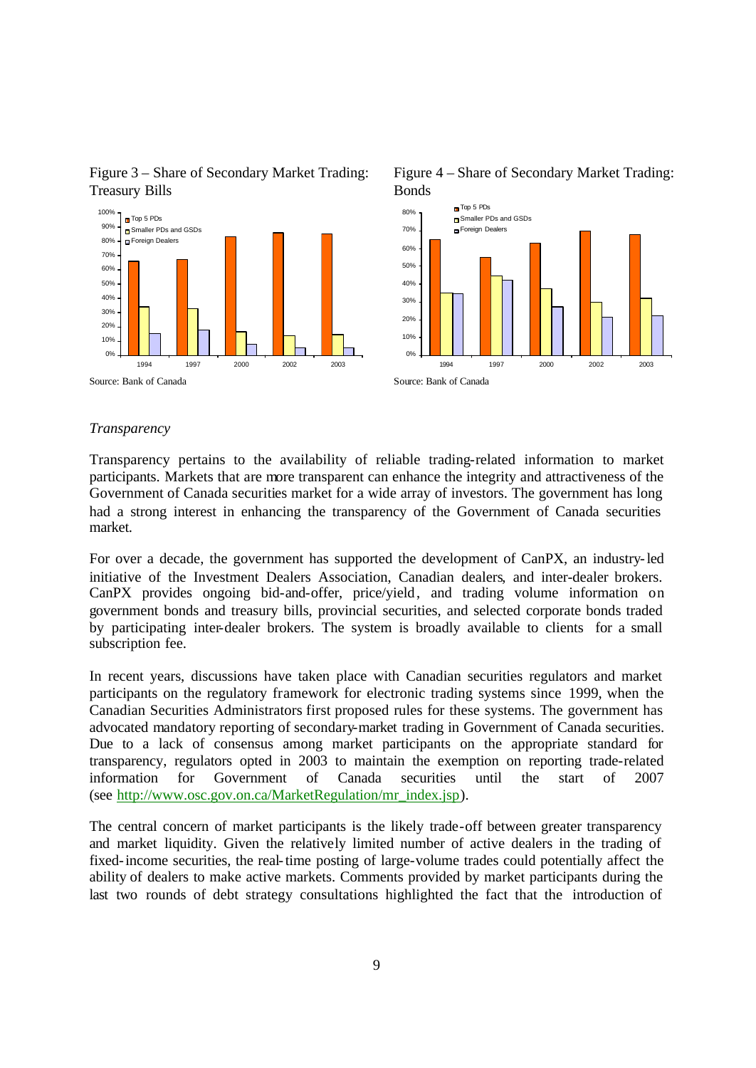Figure 3 – Share of Secondary Market Trading: Treasury Bills

Source: Bank of Canada

Figure 4 – Share of Secondary Market Trading: Bonds

Source: Bank of Canada

*Transparency*

Transparency pertains to the availability of reliable trading-related information to market participants. Markets that are more transparent can enhance the integrity and attractiveness of the Government of Canada securities market for a wide array of investors. The government has long had a strong interest in enhancing the transparency of the Government of Canada securities market.

For over a decade, the government has supported the development of CanPX, an industry-led initiative of the Investment Dealers Association, Canadian dealers, and inter-dealer brokers. CanPX provides ongoing bid-and-offer, price/yield, and trading volume information on government bonds and treasury bills, provincial securities, and selected corporate bonds traded by participating inter-dealer brokers. The system is broadly available to clients for a small subscription fee.

In recent years, discussions have taken place with Canadian securities regulators and market participants on the regulatory framework for electronic trading systems since 1999, when the Canadian Securities Administrators first proposed rules for these systems. The government has advocated mandatory reporting of secondary-market trading in Government of Canada securities. Due to a lack of consensus among market participants on the appropriate standard for transparency, regulators opted in 2003 to maintain the exemption on reporting trade-related information for Government of Canada securities until the start of 2007 (see http://www.osc.gov.on.ca/MarketRegulation/mr_index.jsp).

The central concern of market participants is the likely trade-off between greater transparency and market liquidity. Given the relatively limited number of active dealers in the trading of fixed-income securities, the real-time posting of large-volume trades could potentially affect the ability of dealers to make active markets. Comments provided by market participants during the last two rounds of debt strategy consultations highlighted the fact that the introduction of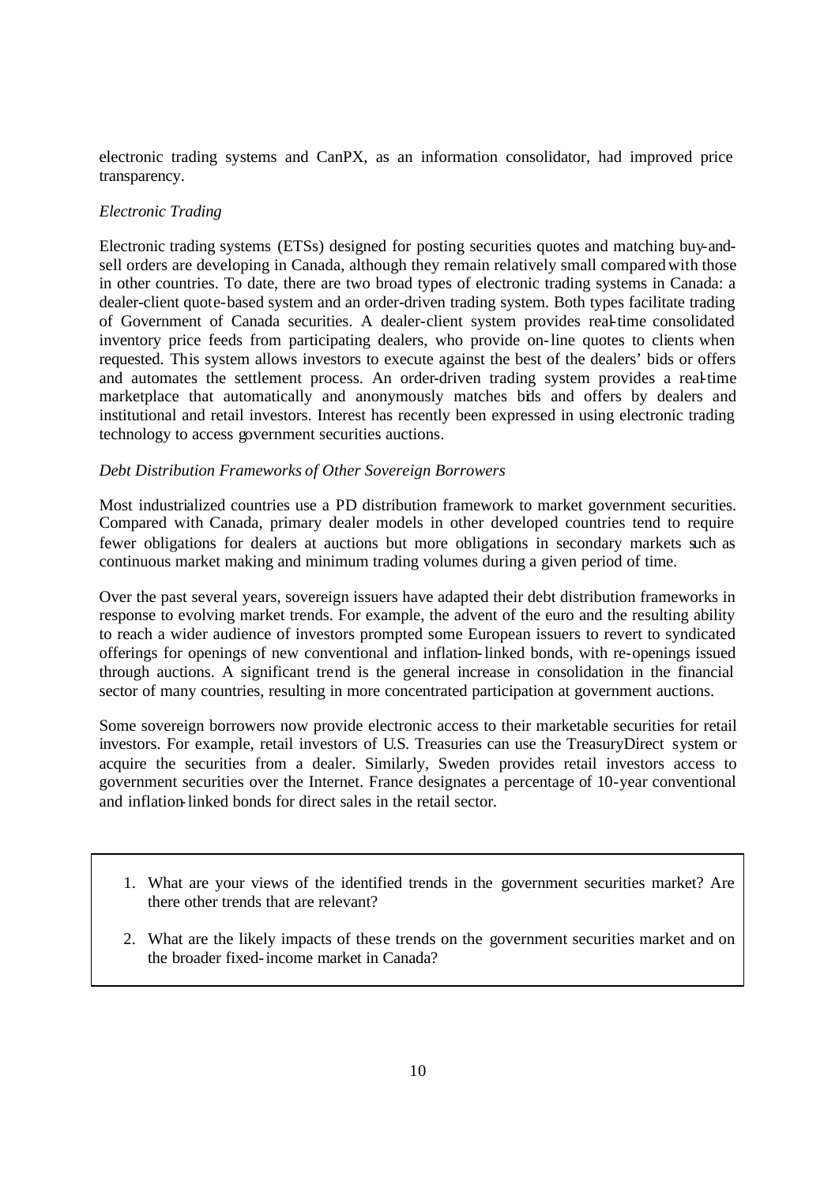electronic trading systems and CanPX, as an information consolidator, had improved price transparency.

*Electronic Trading*

Electronic trading systems (ETSs) designed for posting securities quotes and matching buy-and-sell orders are developing in Canada, although they remain relatively small compared with those in other countries. To date, there are two broad types of electronic trading systems in Canada: a dealer-client quote-based system and an order-driven trading system. Both types facilitate trading of Government of Canada securities. A dealer-client system provides real-time consolidated inventory price feeds from participating dealers, who provide on-line quotes to clients when requested. This system allows investors to execute against the best of the dealers' bids or offers and automates the settlement process. An order-driven trading system provides a real-time marketplace that automatically and anonymously matches bids and offers by dealers and institutional and retail investors. Interest has recently been expressed in using electronic trading technology to access government securities auctions.

*Debt Distribution Frameworks of Other Sovereign Borrowers*

Most industrialized countries use a PD distribution framework to market government securities. Compared with Canada, primary dealer models in other developed countries tend to require fewer obligations for dealers at auctions but more obligations in secondary markets such as continuous market making and minimum trading volumes during a given period of time.

Over the past several years, sovereign issuers have adapted their debt distribution frameworks in response to evolving market trends. For example, the advent of the euro and the resulting ability to reach a wider audience of investors prompted some European issuers to revert to syndicated offerings for openings of new conventional and inflation-linked bonds, with re-openings issued through auctions. A significant trend is the general increase in consolidation in the financial sector of many countries, resulting in more concentrated participation at government auctions.

Some sovereign borrowers now provide electronic access to their marketable securities for retail investors. For example, retail investors of U.S. Treasuries can use the TreasuryDirect system or acquire the securities from a dealer. Similarly, Sweden provides retail investors access to government securities over the Internet. France designates a percentage of 10-year conventional and inflation-linked bonds for direct sales in the retail sector.

1. What are your views of the identified trends in the government securities market? Are there other trends that are relevant?

2. What are the likely impacts of these trends on the government securities market and on the broader fixed-income market in Canada?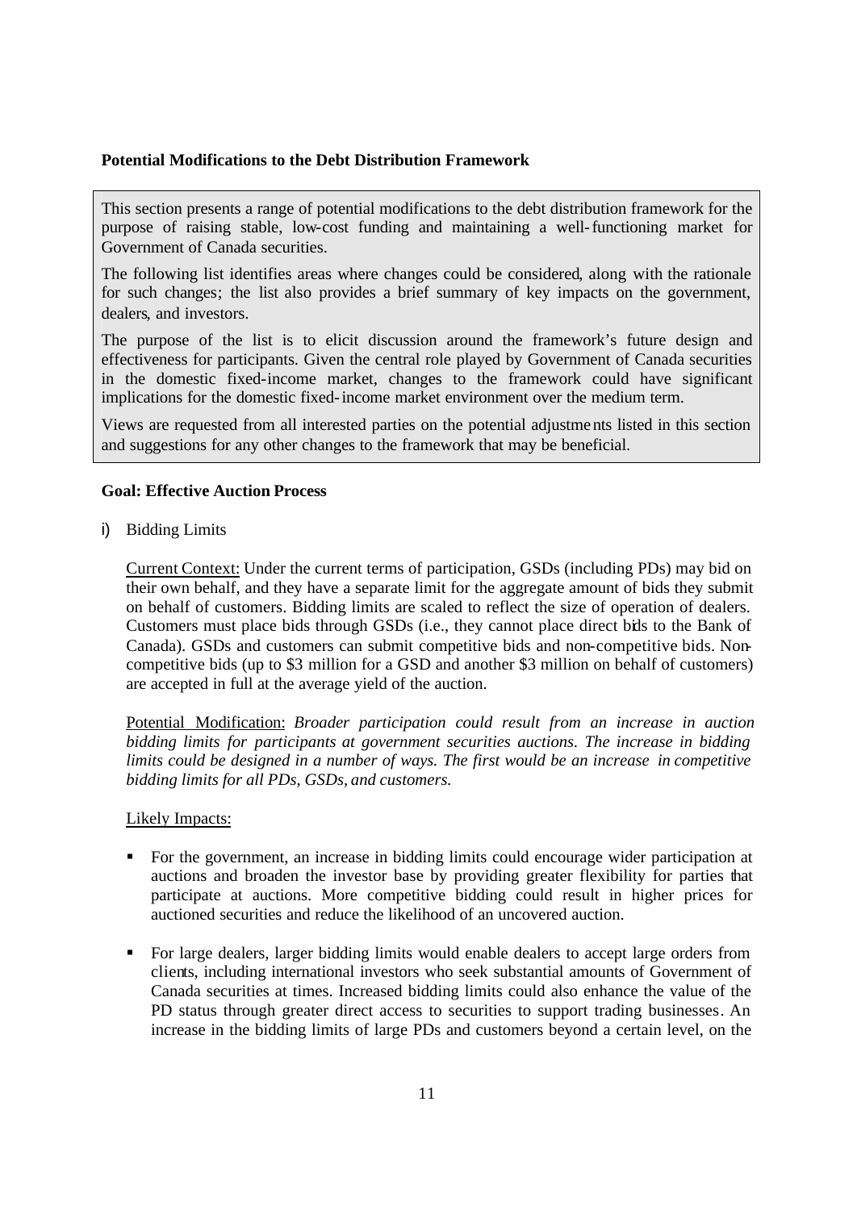**Potential Modifications to the Debt Distribution Framework**

This section presents a range of potential modifications to the debt distribution framework for the purpose of raising stable, low-cost funding and maintaining a well-functioning market for Government of Canada securities.

The following list identifies areas where changes could be considered, along with the rationale for such changes; the list also provides a brief summary of key impacts on the government, dealers, and investors.

The purpose of the list is to elicit discussion around the framework's future design and effectiveness for participants. Given the central role played by Government of Canada securities in the domestic fixed-income market, changes to the framework could have significant implications for the domestic fixed-income market environment over the medium term.

Views are requested from all interested parties on the potential adjustments listed in this section and suggestions for any other changes to the framework that may be beneficial.

**Goal: Effective Auction Process**

i) Bidding Limits

Current Context: Under the current terms of participation, GSDs (including PDs) may bid on their own behalf, and they have a separate limit for the aggregate amount of bids they submit on behalf of customers. Bidding limits are scaled to reflect the size of operation of dealers. Customers must place bids through GSDs (i.e., they cannot place direct bids to the Bank of Canada). GSDs and customers can submit competitive bids and non-competitive bids. Non-competitive bids (up to $3 million for a GSD and another $3 million on behalf of customers) are accepted in full at the average yield of the auction.

Potential Modification: *Broader participation could result from an increase in auction bidding limits for participants at government securities auctions. The increase in bidding limits could be designed in a number of ways. The first would be an increase in competitive bidding limits for all PDs, GSDs, and customers.*

Likely Impacts:

- For the government, an increase in bidding limits could encourage wider participation at auctions and broaden the investor base by providing greater flexibility for parties that participate at auctions. More competitive bidding could result in higher prices for auctioned securities and reduce the likelihood of an uncovered auction.

- For large dealers, larger bidding limits would enable dealers to accept large orders from clients, including international investors who seek substantial amounts of Government of Canada securities at times. Increased bidding limits could also enhance the value of the PD status through greater direct access to securities to support trading businesses. An increase in the bidding limits of large PDs and customers beyond a certain level, on the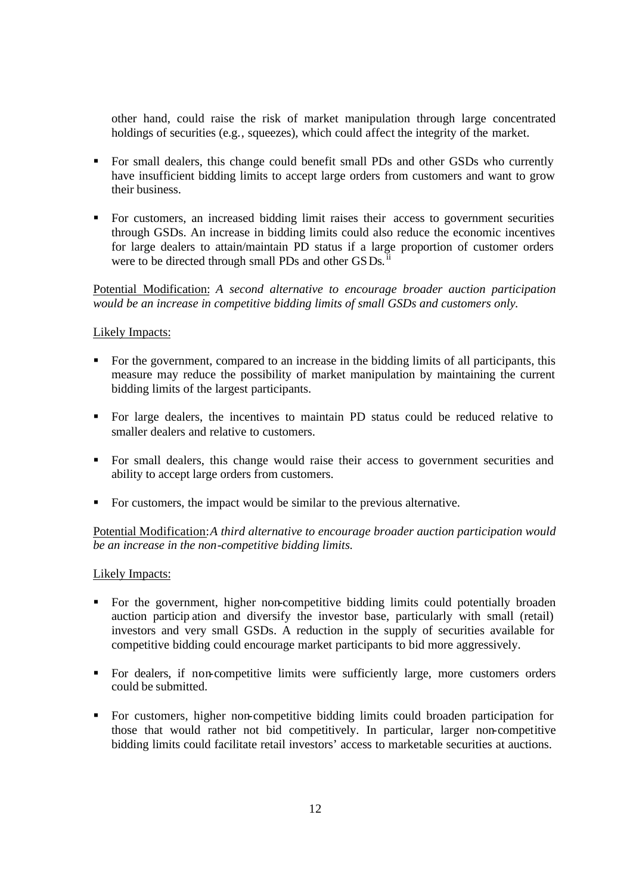other hand, could raise the risk of market manipulation through large concentrated holdings of securities (e.g., squeezes), which could affect the integrity of the market.

- For small dealers, this change could benefit small PDs and other GSDs who currently have insufficient bidding limits to accept large orders from customers and want to grow their business.

- For customers, an increased bidding limit raises their access to government securities through GSDs. An increase in bidding limits could also reduce the economic incentives for large dealers to attain/maintain PD status if a large proportion of customer orders were to be directed through small PDs and other GSDs.[ii]

Potential Modification: *A second alternative to encourage broader auction participation would be an increase in competitive bidding limits of small GSDs and customers only.*

Likely Impacts:

- For the government, compared to an increase in the bidding limits of all participants, this measure may reduce the possibility of market manipulation by maintaining the current bidding limits of the largest participants.

- For large dealers, the incentives to maintain PD status could be reduced relative to smaller dealers and relative to customers.

- For small dealers, this change would raise their access to government securities and ability to accept large orders from customers.

- For customers, the impact would be similar to the previous alternative.

Potential Modification: *A third alternative to encourage broader auction participation would be an increase in the non-competitive bidding limits.*

Likely Impacts:

- For the government, higher non-competitive bidding limits could potentially broaden auction participation and diversify the investor base, particularly with small (retail) investors and very small GSDs. A reduction in the supply of securities available for competitive bidding could encourage market participants to bid more aggressively.

- For dealers, if non-competitive limits were sufficiently large, more customers orders could be submitted.

- For customers, higher non-competitive bidding limits could broaden participation for those that would rather not bid competitively. In particular, larger non-competitive bidding limits could facilitate retail investors' access to marketable securities at auctions.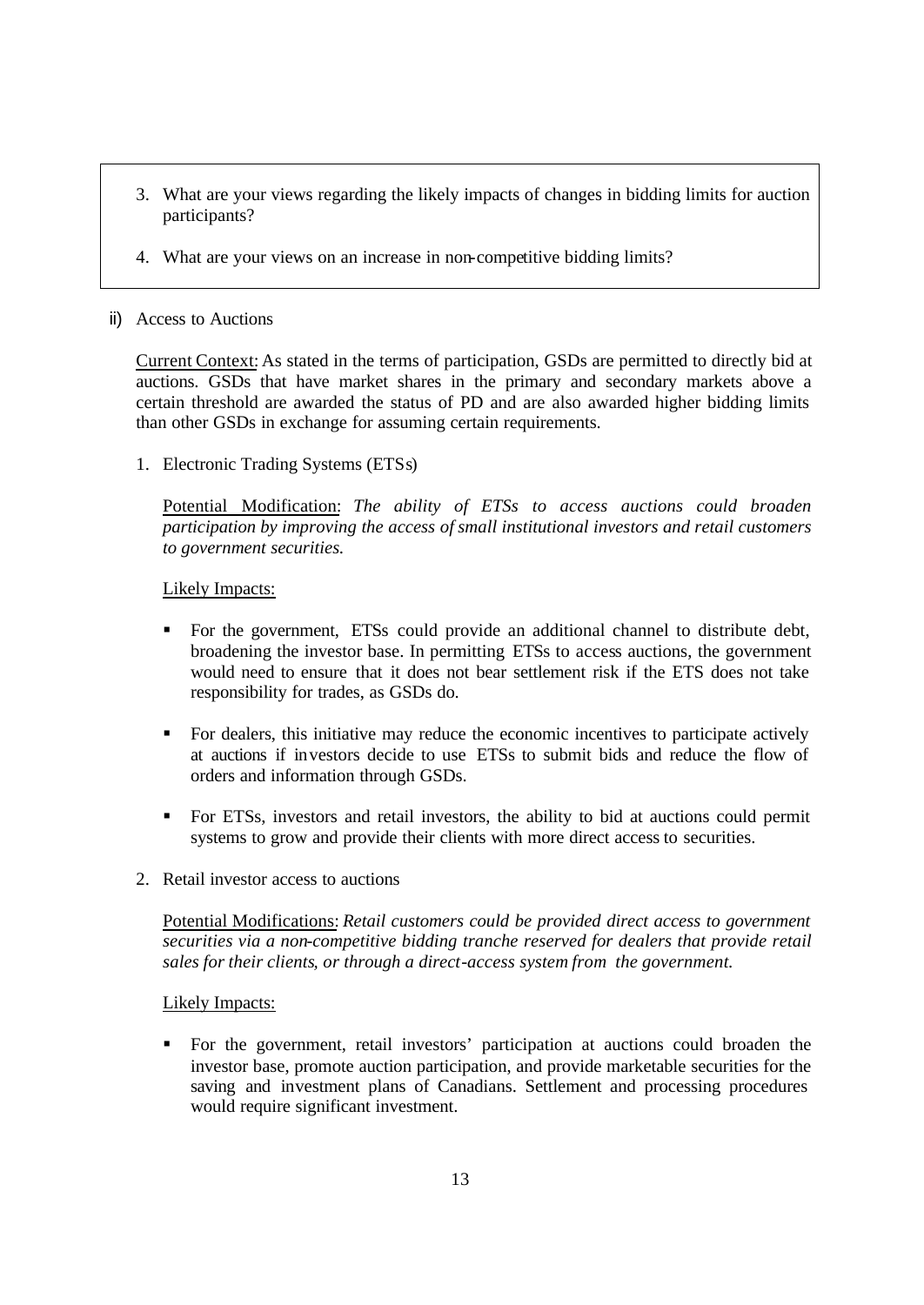3. What are your views regarding the likely impacts of changes in bidding limits for auction participants?

4. What are your views on an increase in non-competitive bidding limits?

ii) Access to Auctions

<u>Current Context:</u> As stated in the terms of participation, GSDs are permitted to directly bid at auctions. GSDs that have market shares in the primary and secondary markets above a certain threshold are awarded the status of PD and are also awarded higher bidding limits than other GSDs in exchange for assuming certain requirements.

1. Electronic Trading Systems (ETSs)

   <u>Potential Modification:</u> *The ability of ETSs to access auctions could broaden participation by improving the access of small institutional investors and retail customers to government securities.*

   <u>Likely Impacts:</u>

   - For the government, ETSs could provide an additional channel to distribute debt, broadening the investor base. In permitting ETSs to access auctions, the government would need to ensure that it does not bear settlement risk if the ETS does not take responsibility for trades, as GSDs do.

   - For dealers, this initiative may reduce the economic incentives to participate actively at auctions if investors decide to use ETSs to submit bids and reduce the flow of orders and information through GSDs.

   - For ETSs, investors and retail investors, the ability to bid at auctions could permit systems to grow and provide their clients with more direct access to securities.

2. Retail investor access to auctions

   <u>Potential Modifications:</u> *Retail customers could be provided direct access to government securities via a non-competitive bidding tranche reserved for dealers that provide retail sales for their clients, or through a direct-access system from the government.*

   <u>Likely Impacts:</u>

   - For the government, retail investors' participation at auctions could broaden the investor base, promote auction participation, and provide marketable securities for the saving and investment plans of Canadians. Settlement and processing procedures would require significant investment.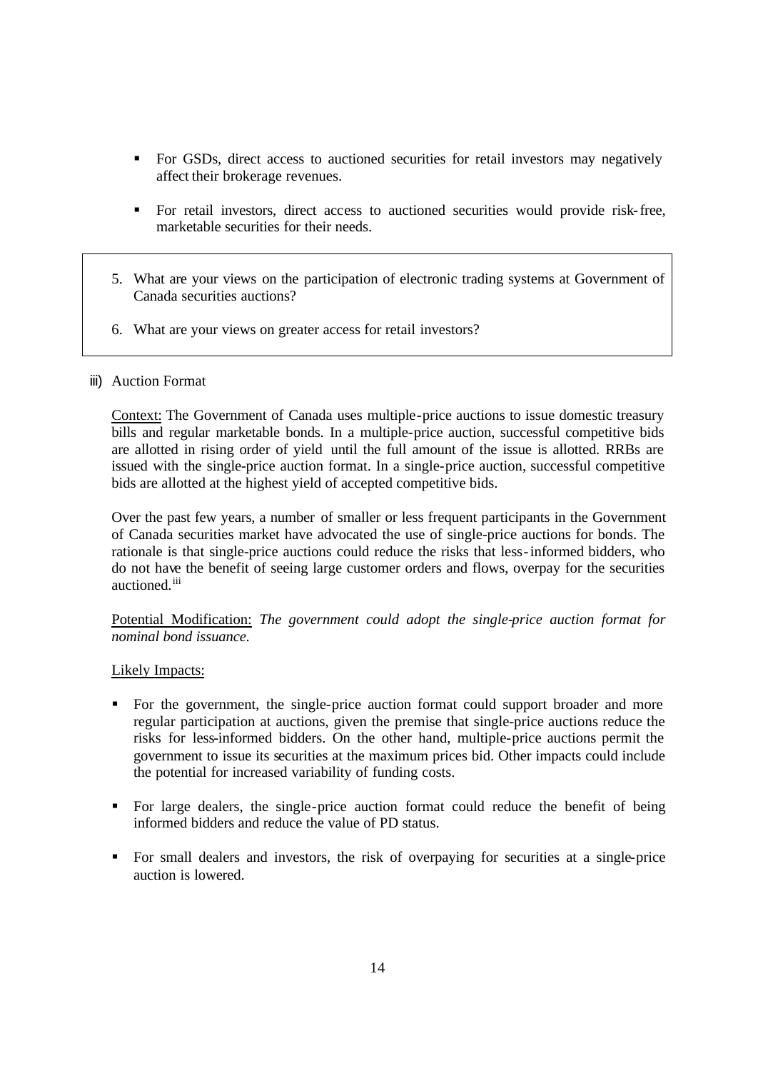- For GSDs, direct access to auctioned securities for retail investors may negatively affect their brokerage revenues.

- For retail investors, direct access to auctioned securities would provide risk-free, marketable securities for their needs.

> 5. What are your views on the participation of electronic trading systems at Government of Canada securities auctions?
>
> 6. What are your views on greater access for retail investors?

iii) Auction Format

Context: The Government of Canada uses multiple-price auctions to issue domestic treasury bills and regular marketable bonds. In a multiple-price auction, successful competitive bids are allotted in rising order of yield until the full amount of the issue is allotted. RRBs are issued with the single-price auction format. In a single-price auction, successful competitive bids are allotted at the highest yield of accepted competitive bids.

Over the past few years, a number of smaller or less frequent participants in the Government of Canada securities market have advocated the use of single-price auctions for bonds. The rationale is that single-price auctions could reduce the risks that less-informed bidders, who do not have the benefit of seeing large customer orders and flows, overpay for the securities auctioned.[iii]

Potential Modification: *The government could adopt the single-price auction format for nominal bond issuance.*

Likely Impacts:

- For the government, the single-price auction format could support broader and more regular participation at auctions, given the premise that single-price auctions reduce the risks for less-informed bidders. On the other hand, multiple-price auctions permit the government to issue its securities at the maximum prices bid. Other impacts could include the potential for increased variability of funding costs.

- For large dealers, the single-price auction format could reduce the benefit of being informed bidders and reduce the value of PD status.

- For small dealers and investors, the risk of overpaying for securities at a single-price auction is lowered.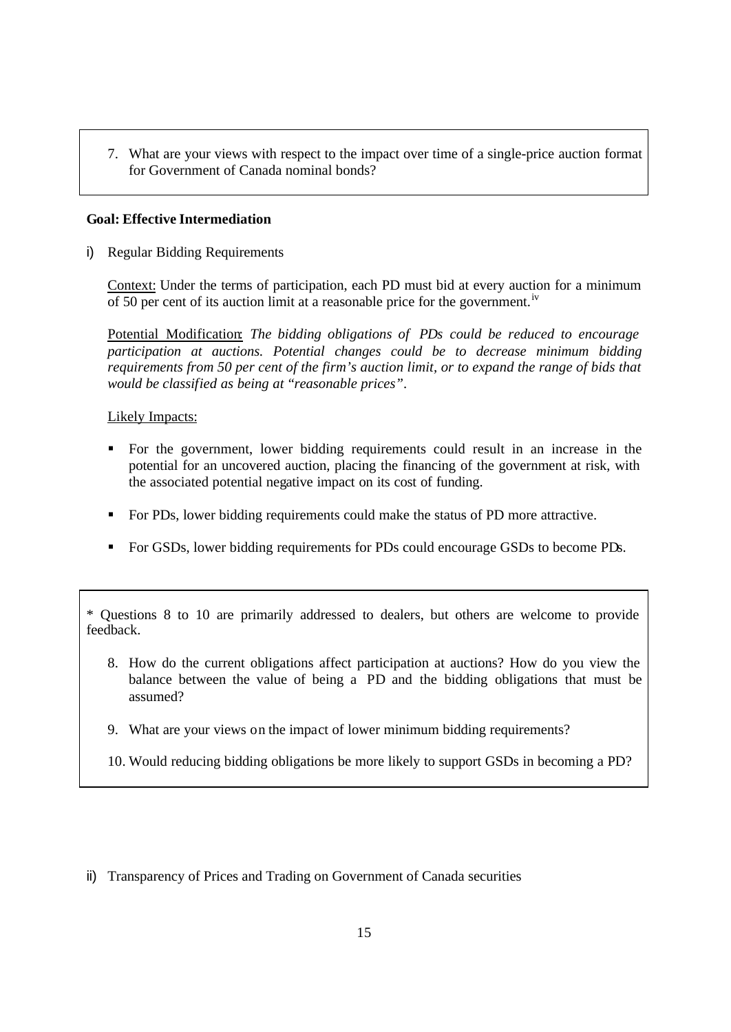7. What are your views with respect to the impact over time of a single-price auction format for Government of Canada nominal bonds?

**Goal: Effective Intermediation**

i) Regular Bidding Requirements

Context: Under the terms of participation, each PD must bid at every auction for a minimum of 50 per cent of its auction limit at a reasonable price for the government.[iv]

Potential Modification: *The bidding obligations of PDs could be reduced to encourage participation at auctions. Potential changes could be to decrease minimum bidding requirements from 50 per cent of the firm's auction limit, or to expand the range of bids that would be classified as being at "reasonable prices".*

Likely Impacts:

- For the government, lower bidding requirements could result in an increase in the potential for an uncovered auction, placing the financing of the government at risk, with the associated potential negative impact on its cost of funding.
- For PDs, lower bidding requirements could make the status of PD more attractive.
- For GSDs, lower bidding requirements for PDs could encourage GSDs to become PDs.

\* Questions 8 to 10 are primarily addressed to dealers, but others are welcome to provide feedback.

8. How do the current obligations affect participation at auctions? How do you view the balance between the value of being a PD and the bidding obligations that must be assumed?
9. What are your views on the impact of lower minimum bidding requirements?
10. Would reducing bidding obligations be more likely to support GSDs in becoming a PD?

ii) Transparency of Prices and Trading on Government of Canada securities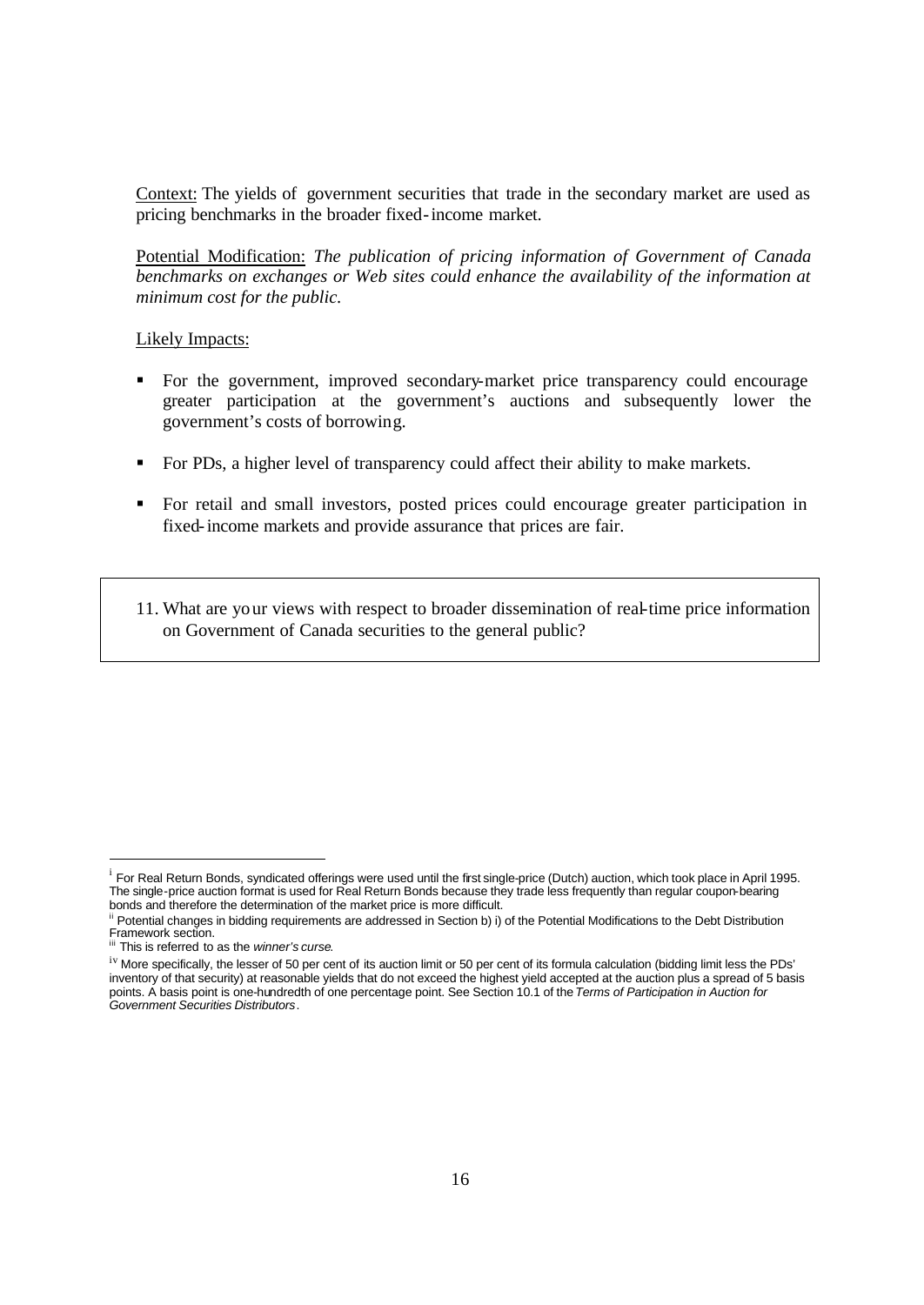Context: The yields of government securities that trade in the secondary market are used as pricing benchmarks in the broader fixed-income market.

Potential Modification: *The publication of pricing information of Government of Canada benchmarks on exchanges or Web sites could enhance the availability of the information at minimum cost for the public.*

Likely Impacts:

- For the government, improved secondary-market price transparency could encourage greater participation at the government's auctions and subsequently lower the government's costs of borrowing.
- For PDs, a higher level of transparency could affect their ability to make markets.
- For retail and small investors, posted prices could encourage greater participation in fixed-income markets and provide assurance that prices are fair.

11. What are your views with respect to broader dissemination of real-time price information on Government of Canada securities to the general public?

---

[i] For Real Return Bonds, syndicated offerings were used until the first single-price (Dutch) auction, which took place in April 1995. The single-price auction format is used for Real Return Bonds because they trade less frequently than regular coupon-bearing bonds and therefore the determination of the market price is more difficult.

[ii] Potential changes in bidding requirements are addressed in Section b) i) of the Potential Modifications to the Debt Distribution Framework section.

[iii] This is referred to as the *winner's curse*.

[iv] More specifically, the lesser of 50 per cent of its auction limit or 50 per cent of its formula calculation (bidding limit less the PDs' inventory of that security) at reasonable yields that do not exceed the highest yield accepted at the auction plus a spread of 5 basis points. A basis point is one-hundredth of one percentage point. See Section 10.1 of the *Terms of Participation in Auction for Government Securities Distributors*.